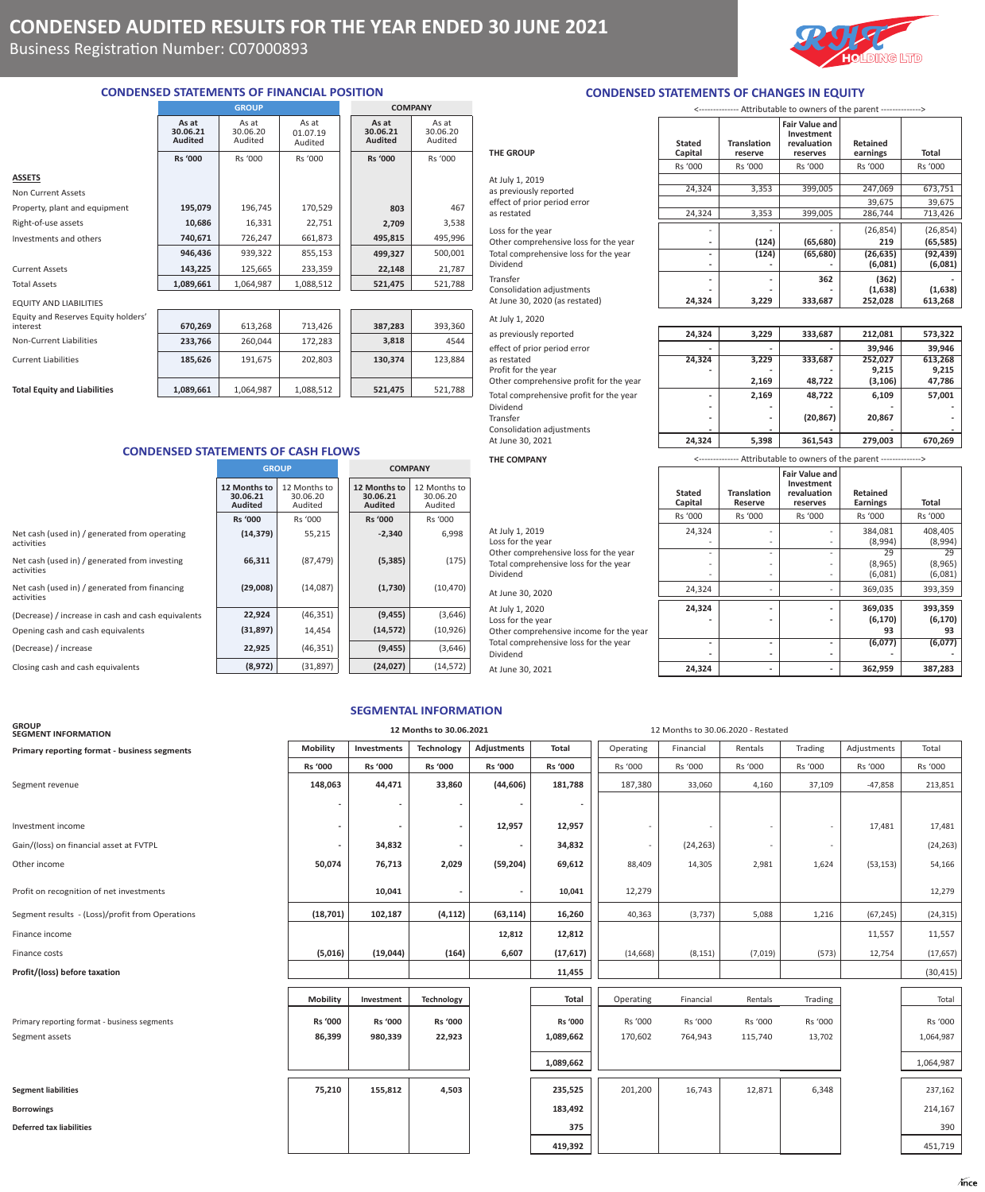# CONDENSED AUDITED RESULTS FOR THE YEAR ENDED 30 JUNE 2021

Business Registration Number: C07000893

RHT HOLDING LTD

## CONDENSED STATEMENTS OF FINANCIAL POSITION

| | GROUP | | | COMPANY | |
|---|---|---|---|---|---|
| | **As at 30.06.21 Audited** | As at 30.06.20 Audited | As at 01.07.19 Audited | **As at 30.06.21 Audited** | As at 30.06.20 Audited |
| | **Rs '000** | Rs '000 | Rs '000 | **Rs '000** | Rs '000 |
| **ASSETS** | | | | | |
| Non Current Assets | | | | | |
| Property, plant and equipment | **195,079** | 196,745 | 170,529 | **803** | 467 |
| Right-of-use assets | **10,686** | 16,331 | 22,751 | **2,709** | 3,538 |
| Investments and others | **740,671** | 726,247 | 661,873 | **495,815** | 495,996 |
| | **946,436** | 939,322 | 855,153 | **499,327** | 500,001 |
| Current Assets | **143,225** | 125,665 | 233,359 | **22,148** | 21,787 |
| Total Assets | **1,089,661** | 1,064,987 | 1,088,512 | **521,475** | 521,788 |
| EQUITY AND LIABILITIES | | | | | |
| Equity and Reserves Equity holders' interest | **670,269** | 613,268 | 713,426 | **387,283** | 393,360 |
| Non-Current Liabilities | **233,766** | 260,044 | 172,283 | **3,818** | 4544 |
| Current Liabilities | **185,626** | 191,675 | 202,803 | **130,374** | 123,884 |
| **Total Equity and Liabilities** | **1,089,661** | 1,064,987 | 1,088,512 | **521,475** | 521,788 |

## CONDENSED STATEMENTS OF CASH FLOWS

| | GROUP | | COMPANY | |
|---|---|---|---|---|
| | **12 Months to 30.06.21 Audited** | 12 Months to 30.06.20 Audited | **12 Months to 30.06.21 Audited** | 12 Months to 30.06.20 Audited |
| | **Rs '000** | Rs '000 | **Rs '000** | Rs '000 |
| Net cash (used in) / generated from operating activities | **(14,379)** | 55,215 | **-2,340** | 6,998 |
| Net cash (used in) / generated from investing activities | **66,311** | (87,479) | **(5,385)** | (175) |
| Net cash (used in) / generated from financing activities | **(29,008)** | (14,087) | **(1,730)** | (10,470) |
| (Decrease) / increase in cash and cash equivalents | **22,924** | (46,351) | **(9,455)** | (3,646) |
| Opening cash and cash equivalents | **(31,897)** | 14,454 | **(14,572)** | (10,926) |
| (Decrease) / increase | **22,925** | (46,351) | **(9,455)** | (3,646) |
| Closing cash and cash equivalents | **(8,972)** | (31,897) | **(24,027)** | (14,572) |

## CONDENSED STATEMENTS OF CHANGES IN EQUITY

**THE GROUP**

<-------------- Attributable to owners of the parent -------------->

| | Stated Capital | Translation reserve | Fair Value and Investment revaluation reserves | Retained earnings | Total |
|---|---|---|---|---|---|
| | Rs '000 | Rs '000 | Rs '000 | Rs '000 | Rs '000 |
| At July 1, 2019 as previously reported | 24,324 | 3,353 | 399,005 | 247,069 | 673,751 |
| effect of prior period error | | | | 39,675 | 39,675 |
| as restated | 24,324 | 3,353 | 399,005 | 286,744 | 713,426 |
| Loss for the year | - | - | - | (26,854) | (26,854) |
| Other comprehensive loss for the year | - | **(124)** | **(65,680)** | **219** | **(65,585)** |
| Total comprehensive loss for the year | - | **(124)** | **(65,680)** | **(26,635)** | **(92,439)** |
| Dividend | - | - | - | **(6,081)** | **(6,081)** |
| Transfer | - | - | **362** | **(362)** | - |
| Consolidation adjustments | - | - | - | **(1,638)** | **(1,638)** |
| At June 30, 2020 (as restated) | **24,324** | **3,229** | **333,687** | **252,028** | **613,268** |
| At July 1, 2020 as previously reported | **24,324** | **3,229** | **333,687** | **212,081** | **573,322** |
| effect of prior period error | - | - | - | **39,946** | **39,946** |
| as restated | **24,324** | **3,229** | **333,687** | **252,027** | **613,268** |
| Profit for the year | - | - | - | **9,215** | **9,215** |
| Other comprehensive profit for the year | | **2,169** | **48,722** | **(3,106)** | **47,786** |
| Total comprehensive profit for the year | - | **2,169** | **48,722** | **6,109** | **57,001** |
| Dividend | - | - | - | - | - |
| Transfer | - | - | **(20,867)** | **20,867** | - |
| Consolidation adjustments | - | - | - | - | - |
| At June 30, 2021 | **24,324** | **5,398** | **361,543** | **279,003** | **670,269** |

**THE COMPANY**

<-------------- Attributable to owners of the parent -------------->

| | Stated Capital | Translation Reserve | Fair Value and Investment revaluation reserves | Retained Earnings | Total |
|---|---|---|---|---|---|
| | Rs '000 | Rs '000 | Rs '000 | Rs '000 | Rs '000 |
| At July 1, 2019 | 24,324 | - | - | 384,081 | 408,405 |
| Loss for the year | - | - | - | (8,994) | (8,994) |
| Other comprehensive loss for the year | - | - | - | 29 | 29 |
| Total comprehensive loss for the year | - | - | - | (8,965) | (8,965) |
| Dividend | - | - | - | (6,081) | (6,081) |
| At June 30, 2020 | 24,324 | - | - | 369,035 | 393,359 |
| At July 1, 2020 | **24,324** | - | - | **369,035** | **393,359** |
| Loss for the year | - | - | - | **(6,170)** | **(6,170)** |
| Other comprehensive income for the year | | | | **93** | **93** |
| Total comprehensive loss for the year | - | - | - | **(6,077)** | **(6,077)** |
| Dividend | - | - | - | - | - |
| At June 30, 2021 | **24,324** | - | - | **362,959** | **387,283** |

## SEGMENTAL INFORMATION

**GROUP SEGMENT INFORMATION**

| **Primary reporting format - business segments** | 12 Months to 30.06.2021 | | | | | 12 Months to 30.06.2020 - Restated | | | | | |
|---|---|---|---|---|---|---|---|---|---|---|---|
| | **Mobility** | **Investments** | **Technology** | **Adjustments** | **Total** | Operating | Financial | Rentals | Trading | Adjustments | Total |
| | **Rs '000** | **Rs '000** | **Rs '000** | **Rs '000** | **Rs '000** | Rs '000 | Rs '000 | Rs '000 | Rs '000 | Rs '000 | Rs '000 |
| Segment revenue | **148,063** | **44,471** | **33,860** | **(44,606)** | **181,788** | 187,380 | 33,060 | 4,160 | 37,109 | -47,858 | 213,851 |
| | **-** | **-** | **-** | **-** | **-** | | | | | | |
| Investment income | **-** | **-** | **-** | **12,957** | **12,957** | - | - | - | - | 17,481 | 17,481 |
| Gain/(loss) on financial asset at FVTPL | **-** | **34,832** | **-** | **-** | **34,832** | - | (24,263) | - | - | | (24,263) |
| Other income | **50,074** | **76,713** | **2,029** | **(59,204)** | **69,612** | 88,409 | 14,305 | 2,981 | 1,624 | (53,153) | 54,166 |
| Profit on recognition of net investments | | **10,041** | **-** | **-** | **10,041** | 12,279 | | | | | 12,279 |
| Segment results - (Loss)/profit from Operations | **(18,701)** | **102,187** | **(4,112)** | **(63,114)** | **16,260** | 40,363 | (3,737) | 5,088 | 1,216 | (67,245) | (24,315) |
| Finance income | | | | **12,812** | **12,812** | | | | | 11,557 | 11,557 |
| Finance costs | **(5,016)** | **(19,044)** | **(164)** | **6,607** | **(17,617)** | (14,668) | (8,151) | (7,019) | (573) | 12,754 | (17,657) |
| **Profit/(loss) before taxation** | | | | | **11,455** | | | | | | (30,415) |

| | **Mobility** | **Investment** | **Technology** | | **Total** | Operating | Financial | Rentals | Trading | | Total |
|---|---|---|---|---|---|---|---|---|---|---|---|
| Primary reporting format - business segments | **Rs '000** | **Rs '000** | **Rs '000** | | **Rs '000** | Rs '000 | Rs '000 | Rs '000 | Rs '000 | | Rs '000 |
| Segment assets | **86,399** | **980,339** | **22,923** | | **1,089,662** | 170,602 | 764,943 | 115,740 | 13,702 | | 1,064,987 |
| | | | | | **1,089,662** | | | | | | 1,064,987 |
| **Segment liabilities** | **75,210** | **155,812** | **4,503** | | **235,525** | 201,200 | 16,743 | 12,871 | 6,348 | | 237,162 |
| **Borrowings** | | | | | **183,492** | | | | | | 214,167 |
| **Deferred tax liabilities** | | | | | **375** | | | | | | 390 |
| | | | | | **419,392** | | | | | | 451,719 |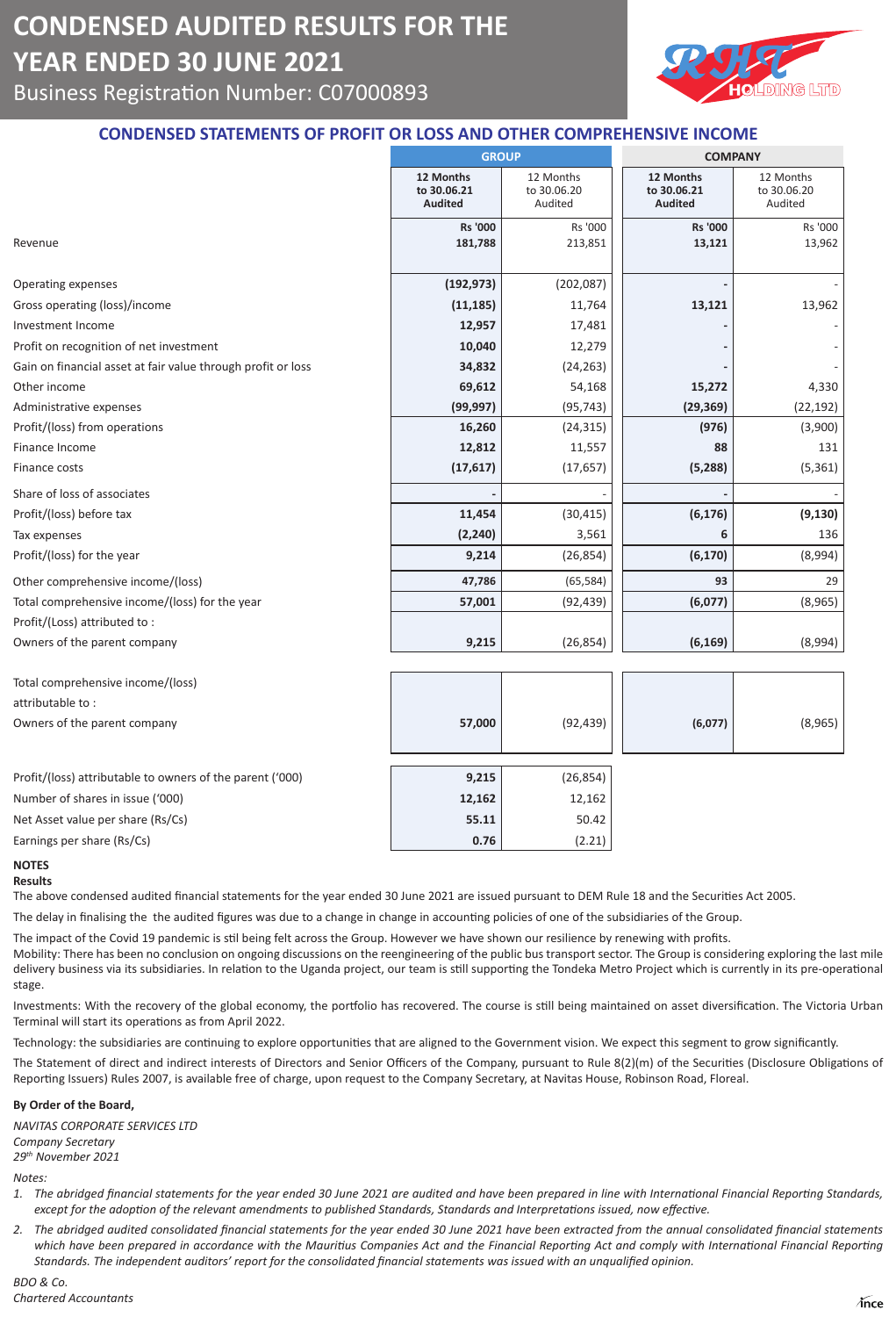# CONDENSED AUDITED RESULTS FOR THE YEAR ENDED 30 JUNE 2021

Business Registration Number: C07000893

RHT HOLDING LTD

## CONDENSED STATEMENTS OF PROFIT OR LOSS AND OTHER COMPREHENSIVE INCOME

| | GROUP | | COMPANY | |
|---|---|---|---|---|
| | **12 Months to 30.06.21 Audited** | 12 Months to 30.06.20 Audited | **12 Months to 30.06.21 Audited** | 12 Months to 30.06.20 Audited |
| | **Rs '000** | Rs '000 | **Rs '000** | Rs '000 |
| Revenue | **181,788** | 213,851 | **13,121** | 13,962 |
| Operating expenses | **(192,973)** | (202,087) | **-** | - |
| Gross operating (loss)/income | **(11,185)** | 11,764 | **13,121** | 13,962 |
| Investment Income | **12,957** | 17,481 | **-** | - |
| Profit on recognition of net investment | **10,040** | 12,279 | **-** | - |
| Gain on financial asset at fair value through profit or loss | **34,832** | (24,263) | **-** | - |
| Other income | **69,612** | 54,168 | **15,272** | 4,330 |
| Administrative expenses | **(99,997)** | (95,743) | **(29,369)** | (22,192) |
| Profit/(loss) from operations | **16,260** | (24,315) | **(976)** | (3,900) |
| Finance Income | **12,812** | 11,557 | **88** | 131 |
| Finance costs | **(17,617)** | (17,657) | **(5,288)** | (5,361) |
| Share of loss of associates | **-** | - | **-** | - |
| Profit/(loss) before tax | **11,454** | (30,415) | **(6,176)** | **(9,130)** |
| Tax expenses | **(2,240)** | 3,561 | **6** | 136 |
| Profit/(loss) for the year | **9,214** | (26,854) | **(6,170)** | (8,994) |
| Other comprehensive income/(loss) | **47,786** | (65,584) | **93** | 29 |
| Total comprehensive income/(loss) for the year | **57,001** | (92,439) | **(6,077)** | (8,965) |
| Profit/(Loss) attributed to : | | | | |
| Owners of the parent company | **9,215** | (26,854) | **(6,169)** | (8,994) |
| Total comprehensive income/(loss) attributable to : | | | | |
| Owners of the parent company | **57,000** | (92,439) | **(6,077)** | (8,965) |

| | | |
|---|---|---|
| Profit/(loss) attributable to owners of the parent ('000) | **9,215** | (26,854) |
| Number of shares in issue ('000) | **12,162** | 12,162 |
| Net Asset value per share (Rs/Cs) | **55.11** | 50.42 |
| Earnings per share (Rs/Cs) | **0.76** | (2.21) |

### NOTES

**Results**

The above condensed audited financial statements for the year ended 30 June 2021 are issued pursuant to DEM Rule 18 and the Securities Act 2005.

The delay in finalising the audited figures was due to a change in change in accounting policies of one of the subsidiaries of the Group.

The impact of the Covid 19 pandemic is stil being felt across the Group. However we have shown our resilience by renewing with profits.

Mobility: There has been no conclusion on ongoing discussions on the reengineering of the public bus transport sector. The Group is considering exploring the last mile delivery business via its subsidiaries. In relation to the Uganda project, our team is still supporting the Tondeka Metro Project which is currently in its pre-operational stage.

Investments: With the recovery of the global economy, the portfolio has recovered. The course is still being maintained on asset diversification. The Victoria Urban Terminal will start its operations as from April 2022.

Technology: the subsidiaries are continuing to explore opportunities that are aligned to the Government vision. We expect this segment to grow significantly.

The Statement of direct and indirect interests of Directors and Senior Officers of the Company, pursuant to Rule 8(2)(m) of the Securities (Disclosure Obligations of Reporting Issuers) Rules 2007, is available free of charge, upon request to the Company Secretary, at Navitas House, Robinson Road, Floreal.

**By Order of the Board,**

*NAVITAS CORPORATE SERVICES LTD*
*Company Secretary*
*29th November 2021*

*Notes:*

1. *The abridged financial statements for the year ended 30 June 2021 are audited and have been prepared in line with International Financial Reporting Standards, except for the adoption of the relevant amendments to published Standards, Standards and Interpretations issued, now effective.*
2. *The abridged audited consolidated financial statements for the year ended 30 June 2021 have been extracted from the annual consolidated financial statements which have been prepared in accordance with the Mauritius Companies Act and the Financial Reporting Act and comply with International Financial Reporting Standards. The independent auditors' report for the consolidated financial statements was issued with an unqualified opinion.*

*BDO & Co.*
*Chartered Accountants*